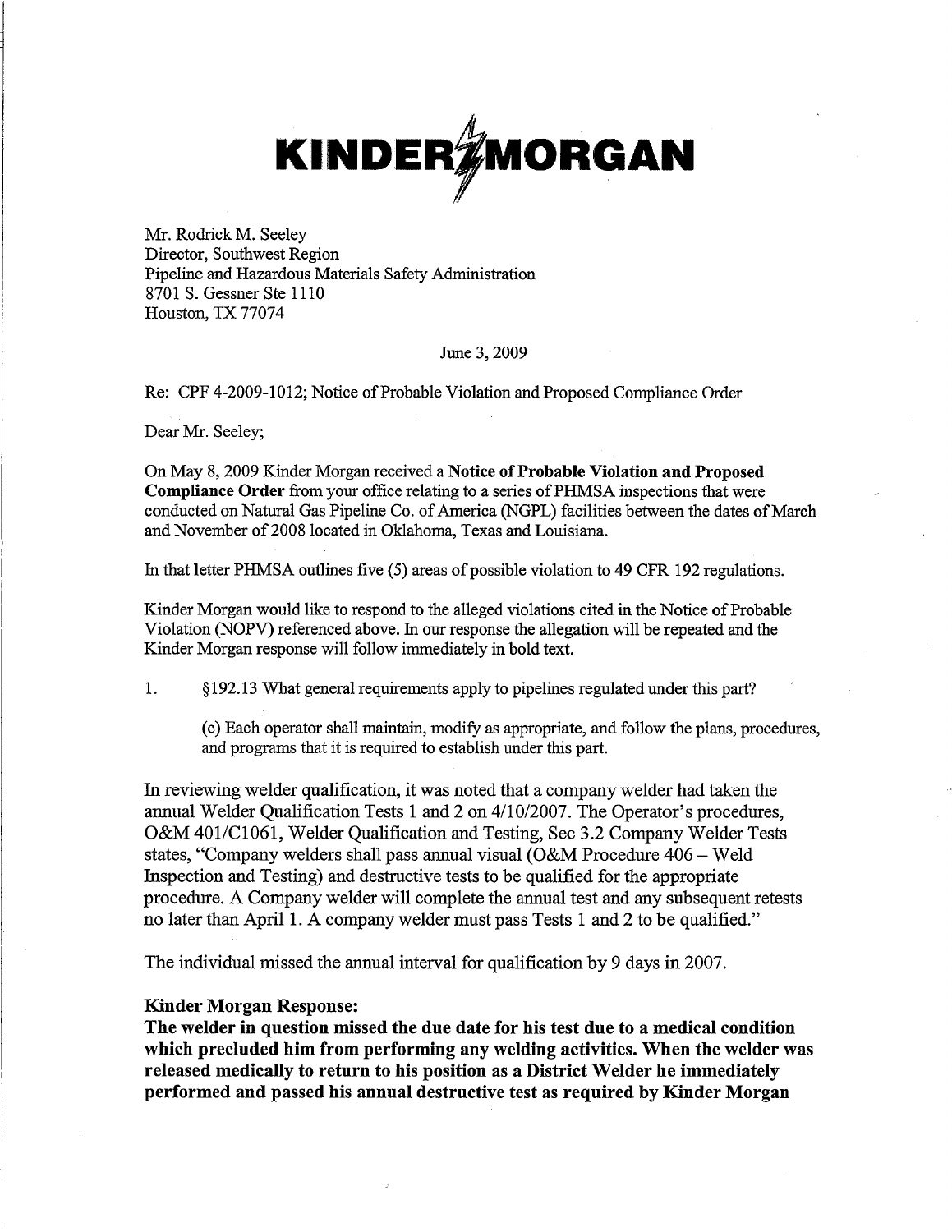# KINDER MORGAN

Mr. Rodrick M. Seeley
Director, Southwest Region
Pipeline and Hazardous Materials Safety Administration
8701 S. Gessner Ste 1110
Houston, TX 77074

June 3, 2009

Re: CPF 4-2009-1012; Notice of Probable Violation and Proposed Compliance Order

Dear Mr. Seeley;

On May 8, 2009 Kinder Morgan received a **Notice of Probable Violation and Proposed Compliance Order** from your office relating to a series of PHMSA inspections that were conducted on Natural Gas Pipeline Co. of America (NGPL) facilities between the dates of March and November of 2008 located in Oklahoma, Texas and Louisiana.

In that letter PHMSA outlines five (5) areas of possible violation to 49 CFR 192 regulations.

Kinder Morgan would like to respond to the alleged violations cited in the Notice of Probable Violation (NOPV) referenced above. In our response the allegation will be repeated and the Kinder Morgan response will follow immediately in bold text.

1. §192.13 What general requirements apply to pipelines regulated under this part?

   (c) Each operator shall maintain, modify as appropriate, and follow the plans, procedures, and programs that it is required to establish under this part.

In reviewing welder qualification, it was noted that a company welder had taken the annual Welder Qualification Tests 1 and 2 on 4/10/2007. The Operator's procedures, O&M 401/C1061, Welder Qualification and Testing, Sec 3.2 Company Welder Tests states, "Company welders shall pass annual visual (O&M Procedure 406 – Weld Inspection and Testing) and destructive tests to be qualified for the appropriate procedure. A Company welder will complete the annual test and any subsequent retests no later than April 1. A company welder must pass Tests 1 and 2 to be qualified."

The individual missed the annual interval for qualification by 9 days in 2007.

**Kinder Morgan Response:**
**The welder in question missed the due date for his test due to a medical condition which precluded him from performing any welding activities. When the welder was released medically to return to his position as a District Welder he immediately performed and passed his annual destructive test as required by Kinder Morgan**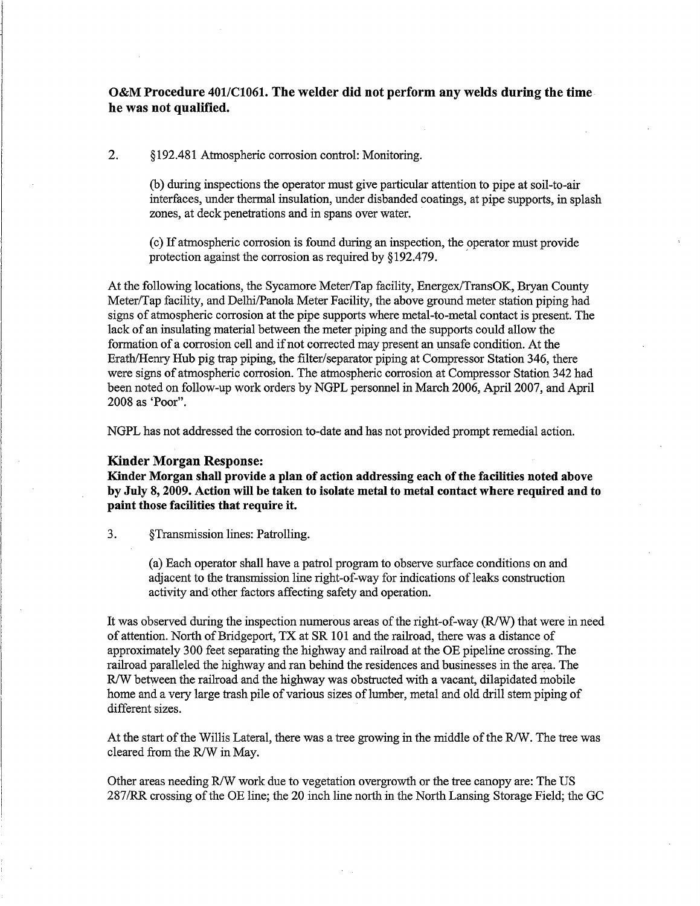**O&M Procedure 401/C1061. The welder did not perform any welds during the time he was not qualified.**

2. §192.481 Atmospheric corrosion control: Monitoring.

   (b) during inspections the operator must give particular attention to pipe at soil-to-air interfaces, under thermal insulation, under disbanded coatings, at pipe supports, in splash zones, at deck penetrations and in spans over water.

   (c) If atmospheric corrosion is found during an inspection, the operator must provide protection against the corrosion as required by §192.479.

At the following locations, the Sycamore Meter/Tap facility, Energex/TransOK, Bryan County Meter/Tap facility, and Delhi/Panola Meter Facility, the above ground meter station piping had signs of atmospheric corrosion at the pipe supports where metal-to-metal contact is present. The lack of an insulating material between the meter piping and the supports could allow the formation of a corrosion cell and if not corrected may present an unsafe condition. At the Erath/Henry Hub pig trap piping, the filter/separator piping at Compressor Station 346, there were signs of atmospheric corrosion. The atmospheric corrosion at Compressor Station 342 had been noted on follow-up work orders by NGPL personnel in March 2006, April 2007, and April 2008 as 'Poor".

NGPL has not addressed the corrosion to-date and has not provided prompt remedial action.

### Kinder Morgan Response:

**Kinder Morgan shall provide a plan of action addressing each of the facilities noted above by July 8, 2009. Action will be taken to isolate metal to metal contact where required and to paint those facilities that require it.**

3. §Transmission lines: Patrolling.

   (a) Each operator shall have a patrol program to observe surface conditions on and adjacent to the transmission line right-of-way for indications of leaks construction activity and other factors affecting safety and operation.

It was observed during the inspection numerous areas of the right-of-way (R/W) that were in need of attention. North of Bridgeport, TX at SR 101 and the railroad, there was a distance of approximately 300 feet separating the highway and railroad at the OE pipeline crossing. The railroad paralleled the highway and ran behind the residences and businesses in the area. The R/W between the railroad and the highway was obstructed with a vacant, dilapidated mobile home and a very large trash pile of various sizes of lumber, metal and old drill stem piping of different sizes.

At the start of the Willis Lateral, there was a tree growing in the middle of the R/W. The tree was cleared from the R/W in May.

Other areas needing R/W work due to vegetation overgrowth or the tree canopy are: The US 287/RR crossing of the OE line; the 20 inch line north in the North Lansing Storage Field; the GC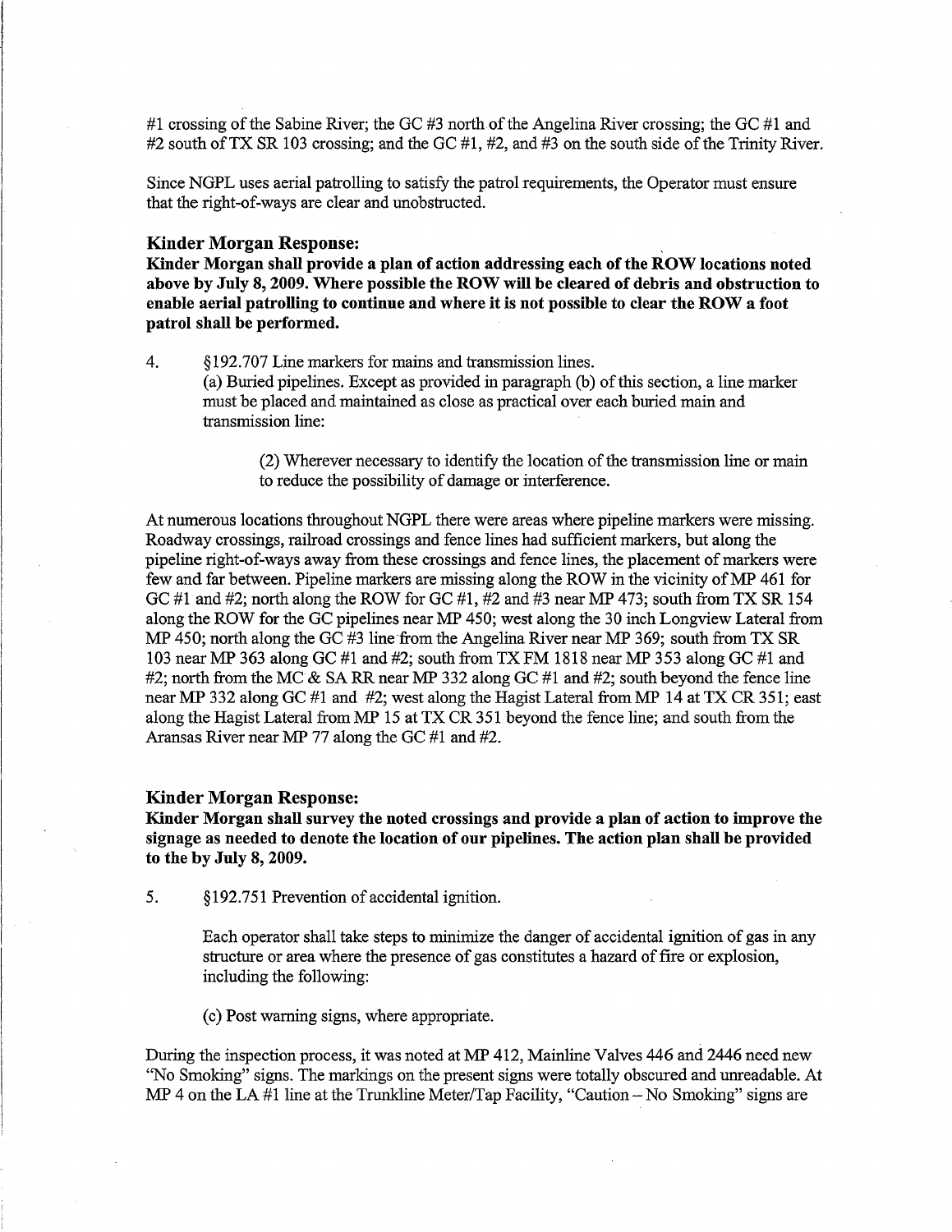#1 crossing of the Sabine River; the GC #3 north of the Angelina River crossing; the GC #1 and #2 south of TX SR 103 crossing; and the GC #1, #2, and #3 on the south side of the Trinity River.

Since NGPL uses aerial patrolling to satisfy the patrol requirements, the Operator must ensure that the right-of-ways are clear and unobstructed.

### Kinder Morgan Response:

**Kinder Morgan shall provide a plan of action addressing each of the ROW locations noted above by July 8, 2009. Where possible the ROW will be cleared of debris and obstruction to enable aerial patrolling to continue and where it is not possible to clear the ROW a foot patrol shall be performed.**

4. §192.707 Line markers for mains and transmission lines.

   (a) Buried pipelines. Except as provided in paragraph (b) of this section, a line marker must be placed and maintained as close as practical over each buried main and transmission line:

   > (2) Wherever necessary to identify the location of the transmission line or main to reduce the possibility of damage or interference.

At numerous locations throughout NGPL there were areas where pipeline markers were missing. Roadway crossings, railroad crossings and fence lines had sufficient markers, but along the pipeline right-of-ways away from these crossings and fence lines, the placement of markers were few and far between. Pipeline markers are missing along the ROW in the vicinity of MP 461 for GC #1 and #2; north along the ROW for GC #1, #2 and #3 near MP 473; south from TX SR 154 along the ROW for the GC pipelines near MP 450; west along the 30 inch Longview Lateral from MP 450; north along the GC #3 line from the Angelina River near MP 369; south from TX SR 103 near MP 363 along GC #1 and #2; south from TX FM 1818 near MP 353 along GC #1 and #2; north from the MC & SA RR near MP 332 along GC #1 and #2; south beyond the fence line near MP 332 along GC #1 and #2; west along the Hagist Lateral from MP 14 at TX CR 351; east along the Hagist Lateral from MP 15 at TX CR 351 beyond the fence line; and south from the Aransas River near MP 77 along the GC #1 and #2.

### Kinder Morgan Response:

**Kinder Morgan shall survey the noted crossings and provide a plan of action to improve the signage as needed to denote the location of our pipelines. The action plan shall be provided to the by July 8, 2009.**

5. §192.751 Prevention of accidental ignition.

   Each operator shall take steps to minimize the danger of accidental ignition of gas in any structure or area where the presence of gas constitutes a hazard of fire or explosion, including the following:

   (c) Post warning signs, where appropriate.

During the inspection process, it was noted at MP 412, Mainline Valves 446 and 2446 need new "No Smoking" signs. The markings on the present signs were totally obscured and unreadable. At MP 4 on the LA #1 line at the Trunkline Meter/Tap Facility, "Caution – No Smoking" signs are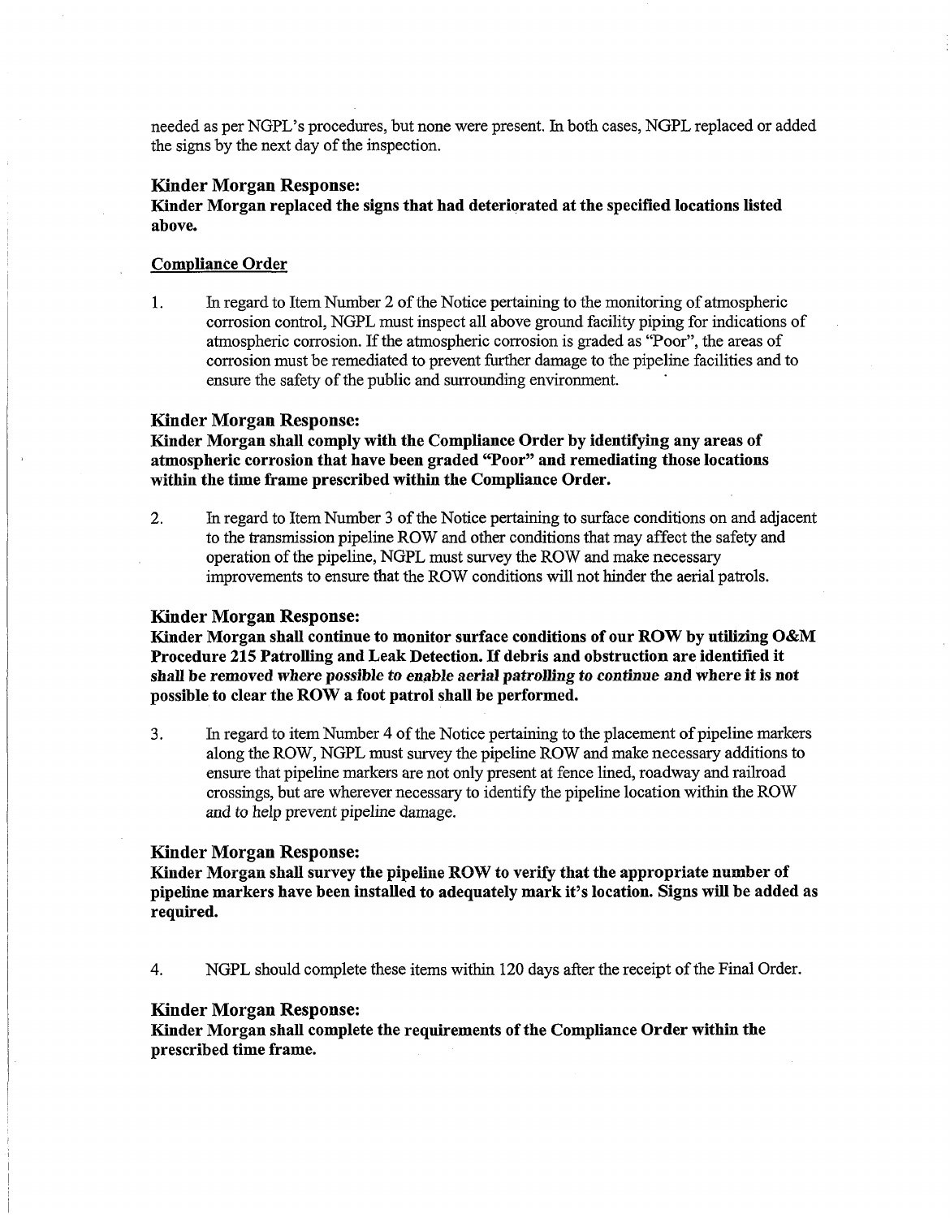needed as per NGPL's procedures, but none were present. In both cases, NGPL replaced or added the signs by the next day of the inspection.

### Kinder Morgan Response:

**Kinder Morgan replaced the signs that had deteriorated at the specified locations listed above.**

<u>Compliance Order</u>

1. In regard to Item Number 2 of the Notice pertaining to the monitoring of atmospheric corrosion control, NGPL must inspect all above ground facility piping for indications of atmospheric corrosion. If the atmospheric corrosion is graded as "Poor", the areas of corrosion must be remediated to prevent further damage to the pipeline facilities and to ensure the safety of the public and surrounding environment.

### Kinder Morgan Response:

**Kinder Morgan shall comply with the Compliance Order by identifying any areas of atmospheric corrosion that have been graded "Poor" and remediating those locations within the time frame prescribed within the Compliance Order.**

2. In regard to Item Number 3 of the Notice pertaining to surface conditions on and adjacent to the transmission pipeline ROW and other conditions that may affect the safety and operation of the pipeline, NGPL must survey the ROW and make necessary improvements to ensure that the ROW conditions will not hinder the aerial patrols.

### Kinder Morgan Response:

**Kinder Morgan shall continue to monitor surface conditions of our ROW by utilizing O&M Procedure 215 Patrolling and Leak Detection. If debris and obstruction are identified it shall be removed *where possible to enable aerial patrolling to continue* and where it is not possible to clear the ROW a foot patrol shall be performed.**

3. In regard to item Number 4 of the Notice pertaining to the placement of pipeline markers along the ROW, NGPL must survey the pipeline ROW and make necessary additions to ensure that pipeline markers are not only present at fence lined, roadway and railroad crossings, but are wherever necessary to identify the pipeline location within the ROW and to help prevent pipeline damage.

### Kinder Morgan Response:

**Kinder Morgan shall survey the pipeline ROW to verify that the appropriate number of pipeline markers have been installed to adequately mark it's location. Signs will be added as required.**

4. NGPL should complete these items within 120 days after the receipt of the Final Order.

### Kinder Morgan Response:

**Kinder Morgan shall complete the requirements of the Compliance Order within the prescribed time frame.**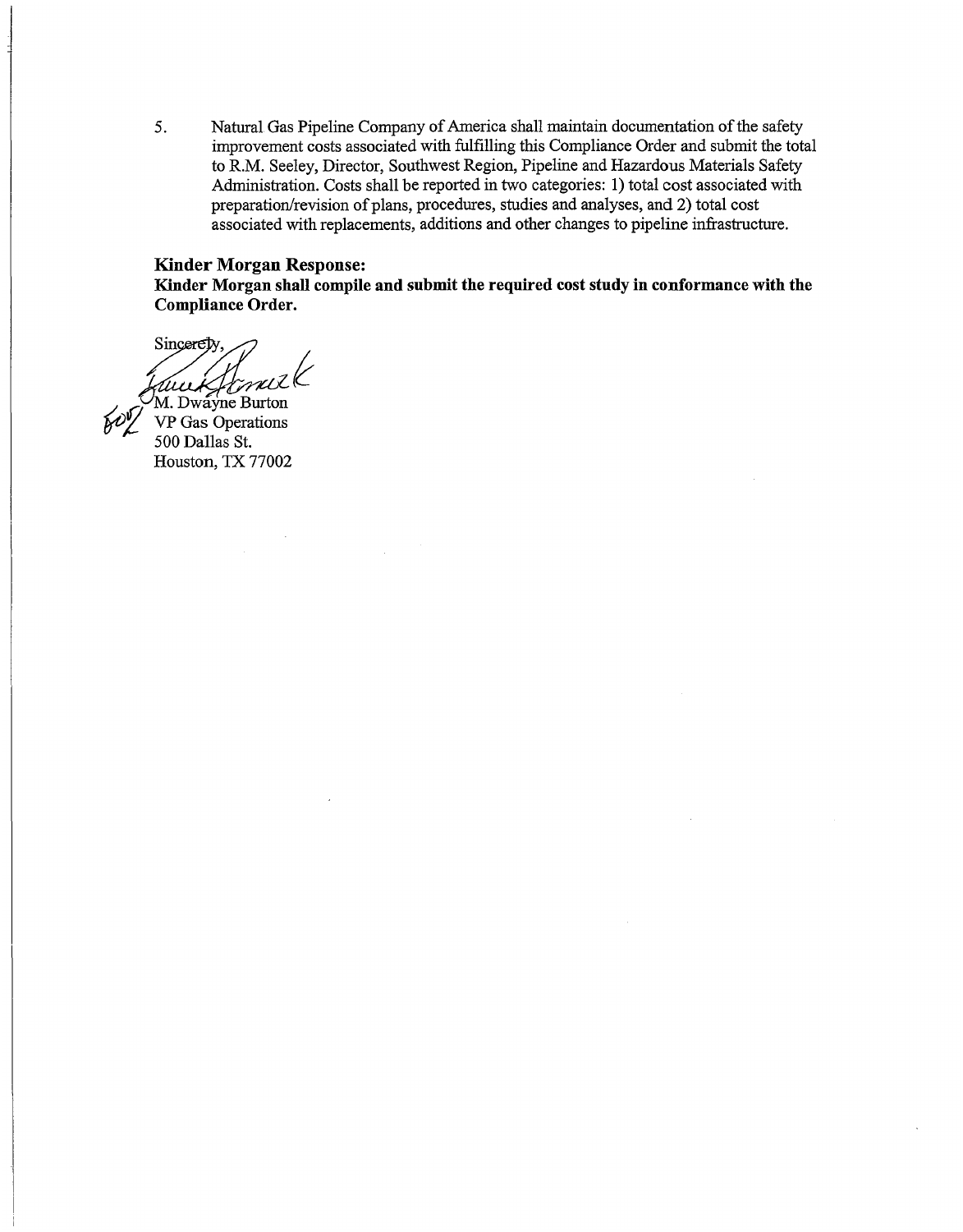5. Natural Gas Pipeline Company of America shall maintain documentation of the safety improvement costs associated with fulfilling this Compliance Order and submit the total to R.M. Seeley, Director, Southwest Region, Pipeline and Hazardous Materials Safety Administration. Costs shall be reported in two categories: 1) total cost associated with preparation/revision of plans, procedures, studies and analyses, and 2) total cost associated with replacements, additions and other changes to pipeline infrastructure.

**Kinder Morgan Response:**
**Kinder Morgan shall compile and submit the required cost study in conformance with the Compliance Order.**

Sincerely,

M. Dwayne Burton
VP Gas Operations
500 Dallas St.
Houston, TX 77002